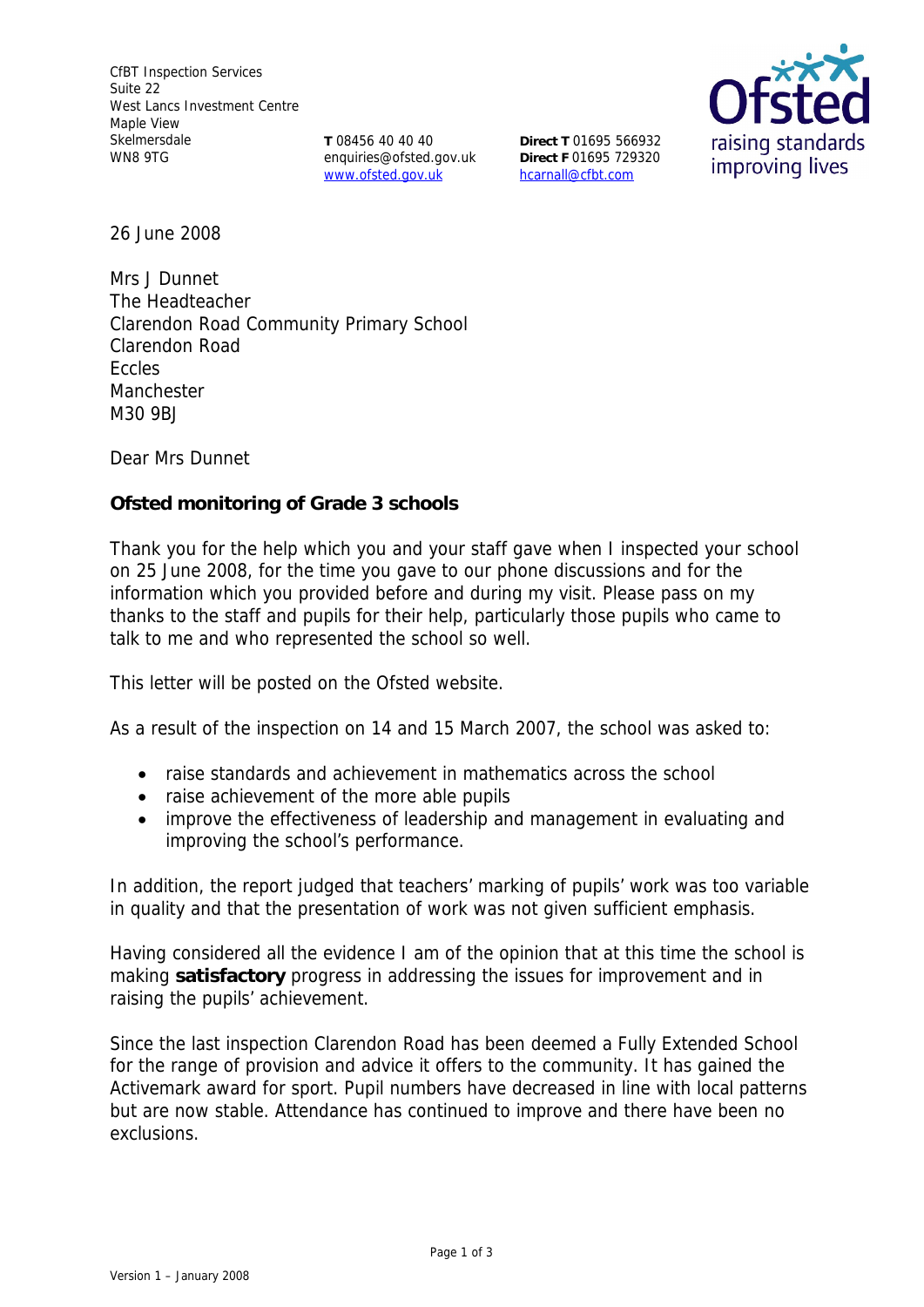CfBT Inspection Services
Suite 22
West Lancs Investment Centre
Maple View
Skelmersdale
WN8 9TG

**T** 08456 40 40 40
enquiries@ofsted.gov.uk
www.ofsted.gov.uk

**Direct T** 01695 566932
**Direct F** 01695 729320
hcarnall@cfbt.com

Ofsted
raising standards
improving lives

26 June 2008

Mrs J Dunnet
The Headteacher
Clarendon Road Community Primary School
Clarendon Road
Eccles
Manchester
M30 9BJ

Dear Mrs Dunnet

**Ofsted monitoring of Grade 3 schools**

Thank you for the help which you and your staff gave when I inspected your school on 25 June 2008, for the time you gave to our phone discussions and for the information which you provided before and during my visit. Please pass on my thanks to the staff and pupils for their help, particularly those pupils who came to talk to me and who represented the school so well.

This letter will be posted on the Ofsted website.

As a result of the inspection on 14 and 15 March 2007, the school was asked to:

- raise standards and achievement in mathematics across the school
- raise achievement of the more able pupils
- improve the effectiveness of leadership and management in evaluating and improving the school's performance.

In addition, the report judged that teachers' marking of pupils' work was too variable in quality and that the presentation of work was not given sufficient emphasis.

Having considered all the evidence I am of the opinion that at this time the school is making **satisfactory** progress in addressing the issues for improvement and in raising the pupils' achievement.

Since the last inspection Clarendon Road has been deemed a Fully Extended School for the range of provision and advice it offers to the community. It has gained the Activemark award for sport. Pupil numbers have decreased in line with local patterns but are now stable. Attendance has continued to improve and there have been no exclusions.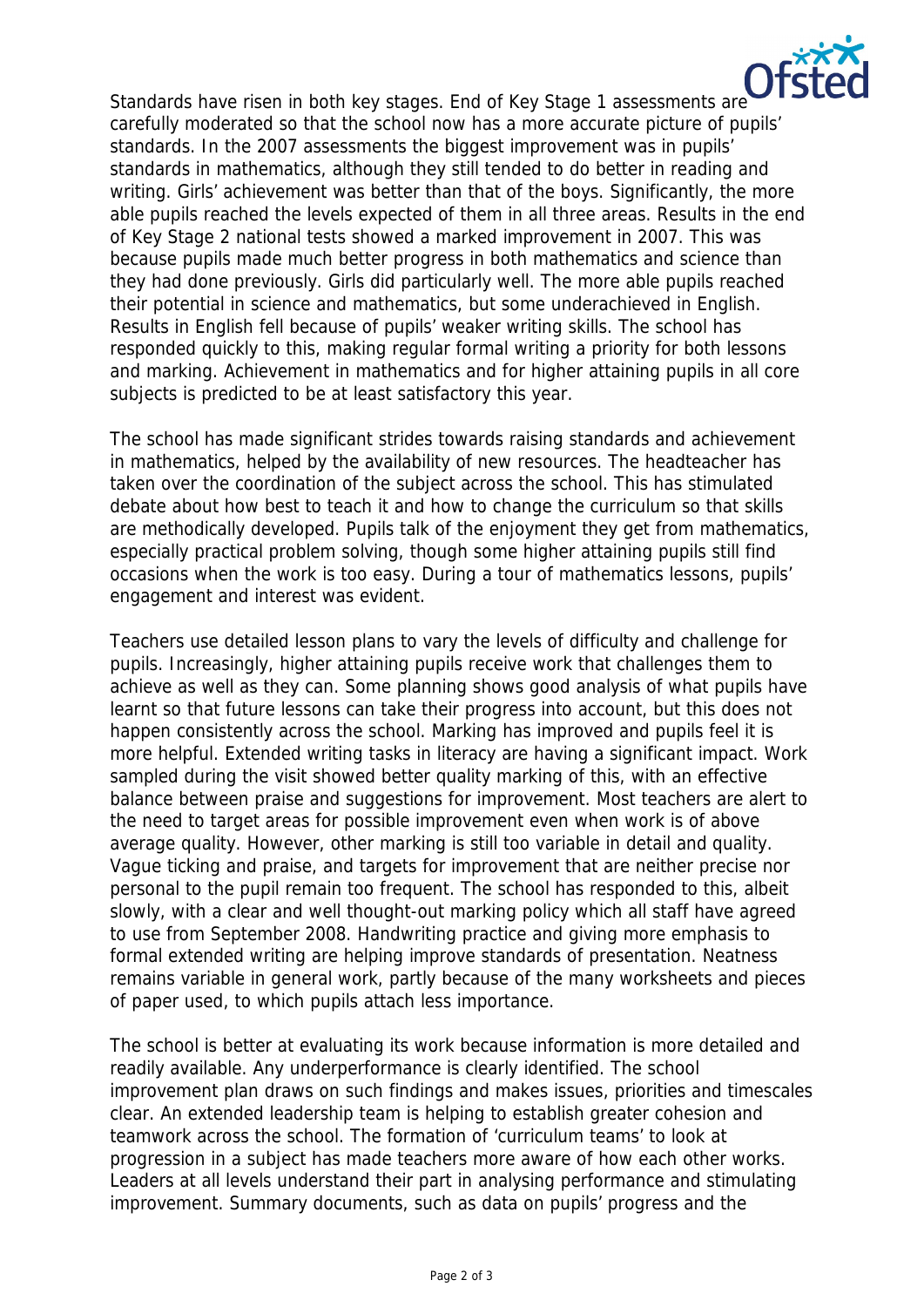Standards have risen in both key stages. End of Key Stage 1 assessments are carefully moderated so that the school now has a more accurate picture of pupils' standards. In the 2007 assessments the biggest improvement was in pupils' standards in mathematics, although they still tended to do better in reading and writing. Girls' achievement was better than that of the boys. Significantly, the more able pupils reached the levels expected of them in all three areas. Results in the end of Key Stage 2 national tests showed a marked improvement in 2007. This was because pupils made much better progress in both mathematics and science than they had done previously. Girls did particularly well. The more able pupils reached their potential in science and mathematics, but some underachieved in English. Results in English fell because of pupils' weaker writing skills. The school has responded quickly to this, making regular formal writing a priority for both lessons and marking. Achievement in mathematics and for higher attaining pupils in all core subjects is predicted to be at least satisfactory this year.

The school has made significant strides towards raising standards and achievement in mathematics, helped by the availability of new resources. The headteacher has taken over the coordination of the subject across the school. This has stimulated debate about how best to teach it and how to change the curriculum so that skills are methodically developed. Pupils talk of the enjoyment they get from mathematics, especially practical problem solving, though some higher attaining pupils still find occasions when the work is too easy. During a tour of mathematics lessons, pupils' engagement and interest was evident.

Teachers use detailed lesson plans to vary the levels of difficulty and challenge for pupils. Increasingly, higher attaining pupils receive work that challenges them to achieve as well as they can. Some planning shows good analysis of what pupils have learnt so that future lessons can take their progress into account, but this does not happen consistently across the school. Marking has improved and pupils feel it is more helpful. Extended writing tasks in literacy are having a significant impact. Work sampled during the visit showed better quality marking of this, with an effective balance between praise and suggestions for improvement. Most teachers are alert to the need to target areas for possible improvement even when work is of above average quality. However, other marking is still too variable in detail and quality. Vague ticking and praise, and targets for improvement that are neither precise nor personal to the pupil remain too frequent. The school has responded to this, albeit slowly, with a clear and well thought-out marking policy which all staff have agreed to use from September 2008. Handwriting practice and giving more emphasis to formal extended writing are helping improve standards of presentation. Neatness remains variable in general work, partly because of the many worksheets and pieces of paper used, to which pupils attach less importance.

The school is better at evaluating its work because information is more detailed and readily available. Any underperformance is clearly identified. The school improvement plan draws on such findings and makes issues, priorities and timescales clear. An extended leadership team is helping to establish greater cohesion and teamwork across the school. The formation of 'curriculum teams' to look at progression in a subject has made teachers more aware of how each other works. Leaders at all levels understand their part in analysing performance and stimulating improvement. Summary documents, such as data on pupils' progress and the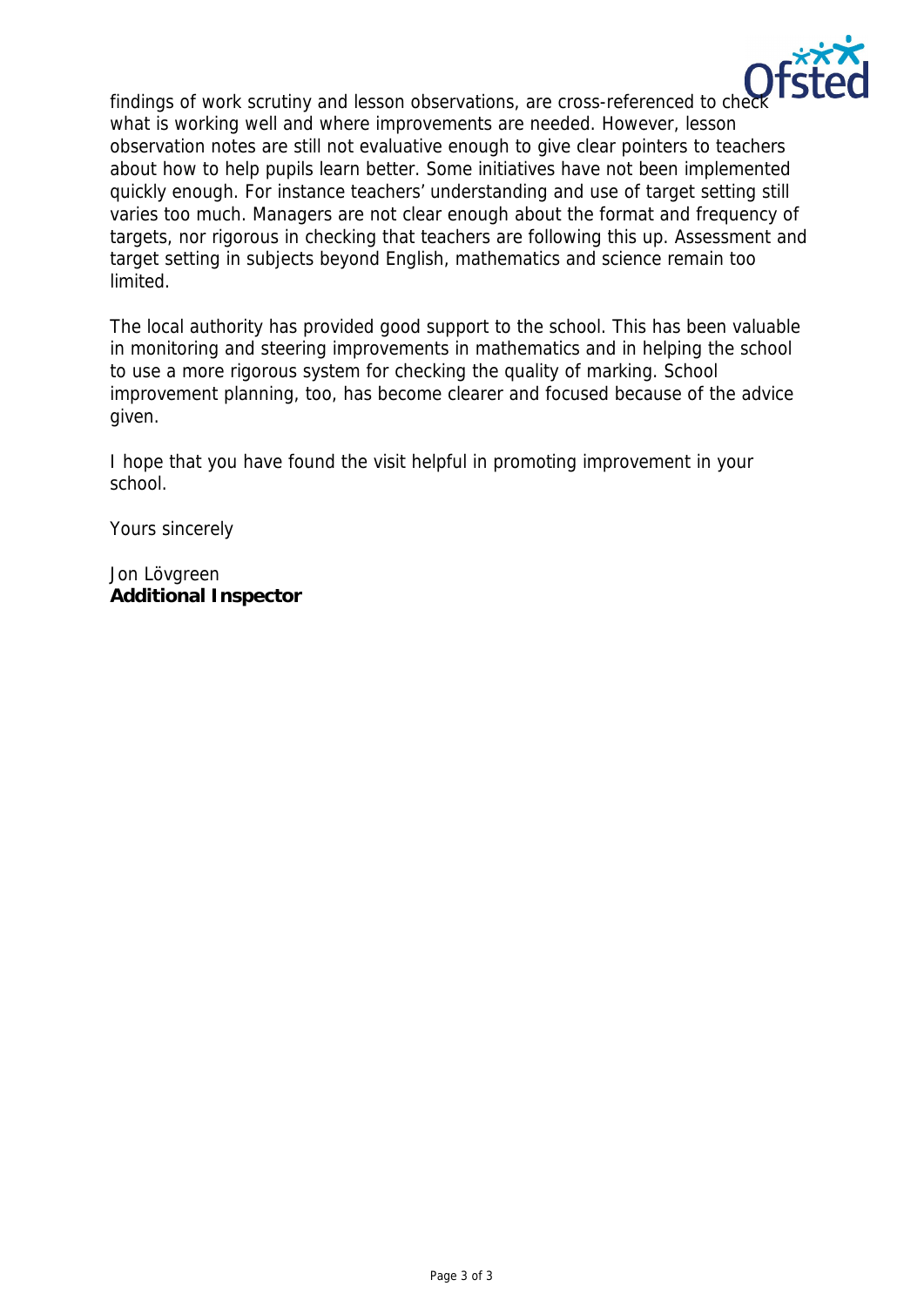findings of work scrutiny and lesson observations, are cross-referenced to check what is working well and where improvements are needed. However, lesson observation notes are still not evaluative enough to give clear pointers to teachers about how to help pupils learn better. Some initiatives have not been implemented quickly enough. For instance teachers' understanding and use of target setting still varies too much. Managers are not clear enough about the format and frequency of targets, nor rigorous in checking that teachers are following this up. Assessment and target setting in subjects beyond English, mathematics and science remain too limited.

The local authority has provided good support to the school. This has been valuable in monitoring and steering improvements in mathematics and in helping the school to use a more rigorous system for checking the quality of marking. School improvement planning, too, has become clearer and focused because of the advice given.

I hope that you have found the visit helpful in promoting improvement in your school.

Yours sincerely

Jon Lövgreen
**Additional Inspector**